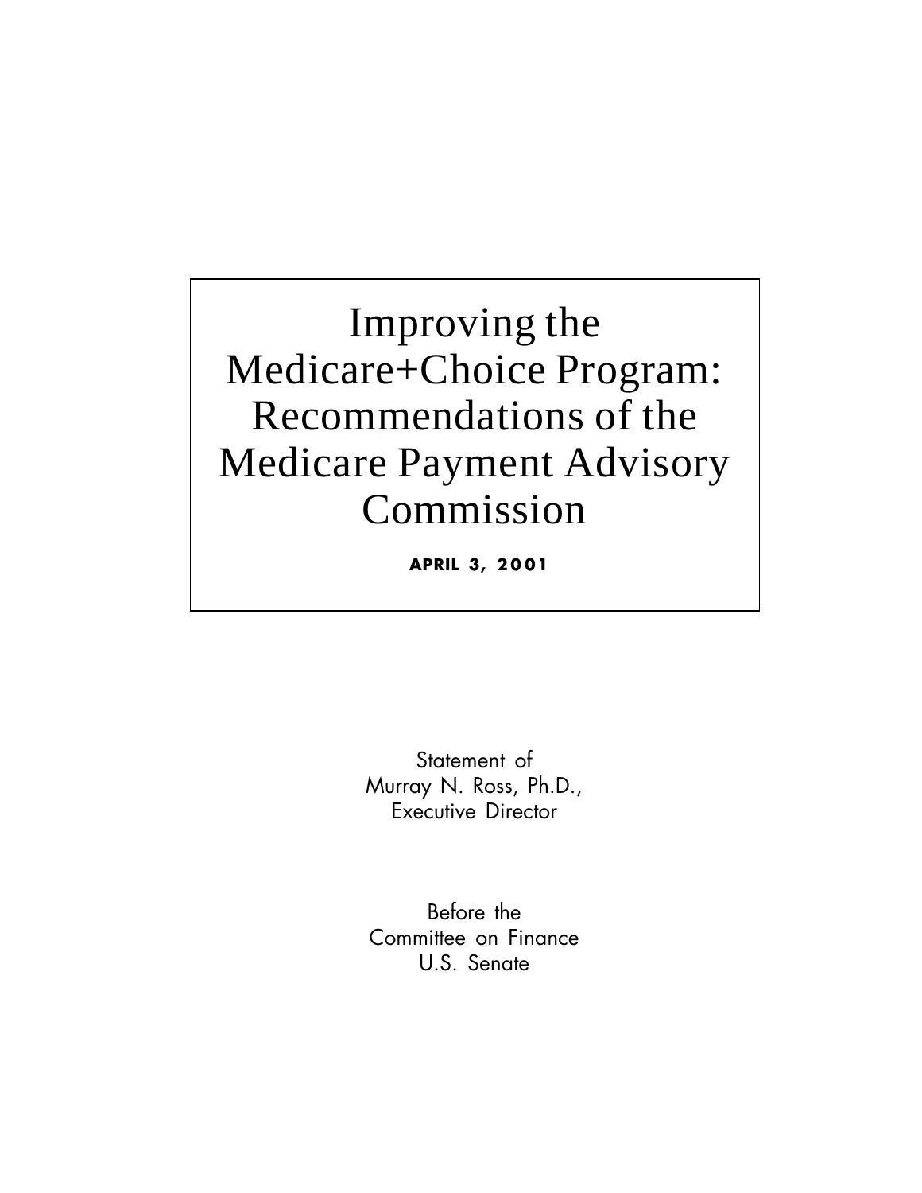# Improving the Medicare+Choice Program: Recommendations of the Medicare Payment Advisory Commission

**APRIL 3, 2001**

Statement of
Murray N. Ross, Ph.D.,
Executive Director

Before the
Committee on Finance
U.S. Senate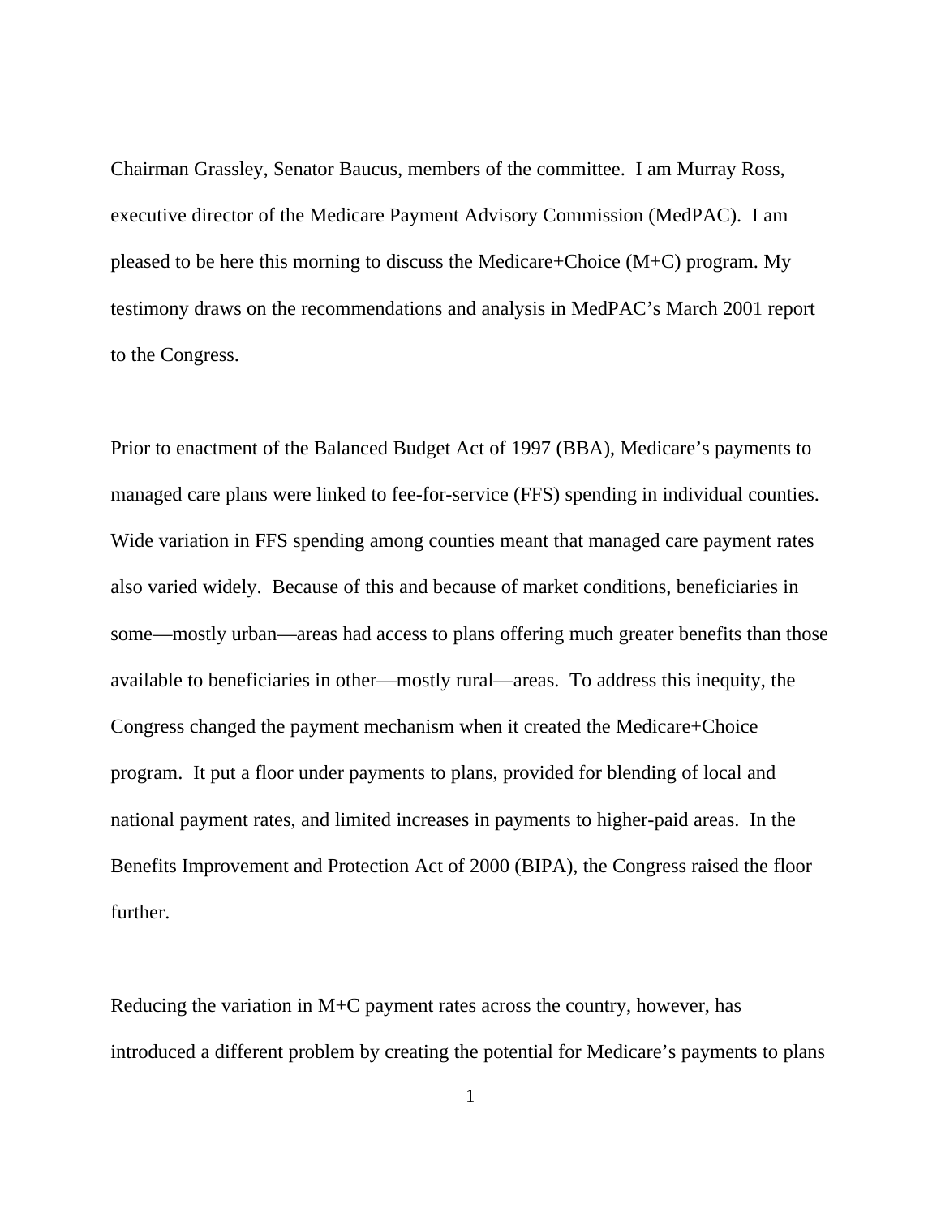Chairman Grassley, Senator Baucus, members of the committee. I am Murray Ross, executive director of the Medicare Payment Advisory Commission (MedPAC). I am pleased to be here this morning to discuss the Medicare+Choice (M+C) program. My testimony draws on the recommendations and analysis in MedPAC's March 2001 report to the Congress.

Prior to enactment of the Balanced Budget Act of 1997 (BBA), Medicare's payments to managed care plans were linked to fee-for-service (FFS) spending in individual counties. Wide variation in FFS spending among counties meant that managed care payment rates also varied widely. Because of this and because of market conditions, beneficiaries in some—mostly urban—areas had access to plans offering much greater benefits than those available to beneficiaries in other—mostly rural—areas. To address this inequity, the Congress changed the payment mechanism when it created the Medicare+Choice program. It put a floor under payments to plans, provided for blending of local and national payment rates, and limited increases in payments to higher-paid areas. In the Benefits Improvement and Protection Act of 2000 (BIPA), the Congress raised the floor further.

Reducing the variation in M+C payment rates across the country, however, has introduced a different problem by creating the potential for Medicare's payments to plans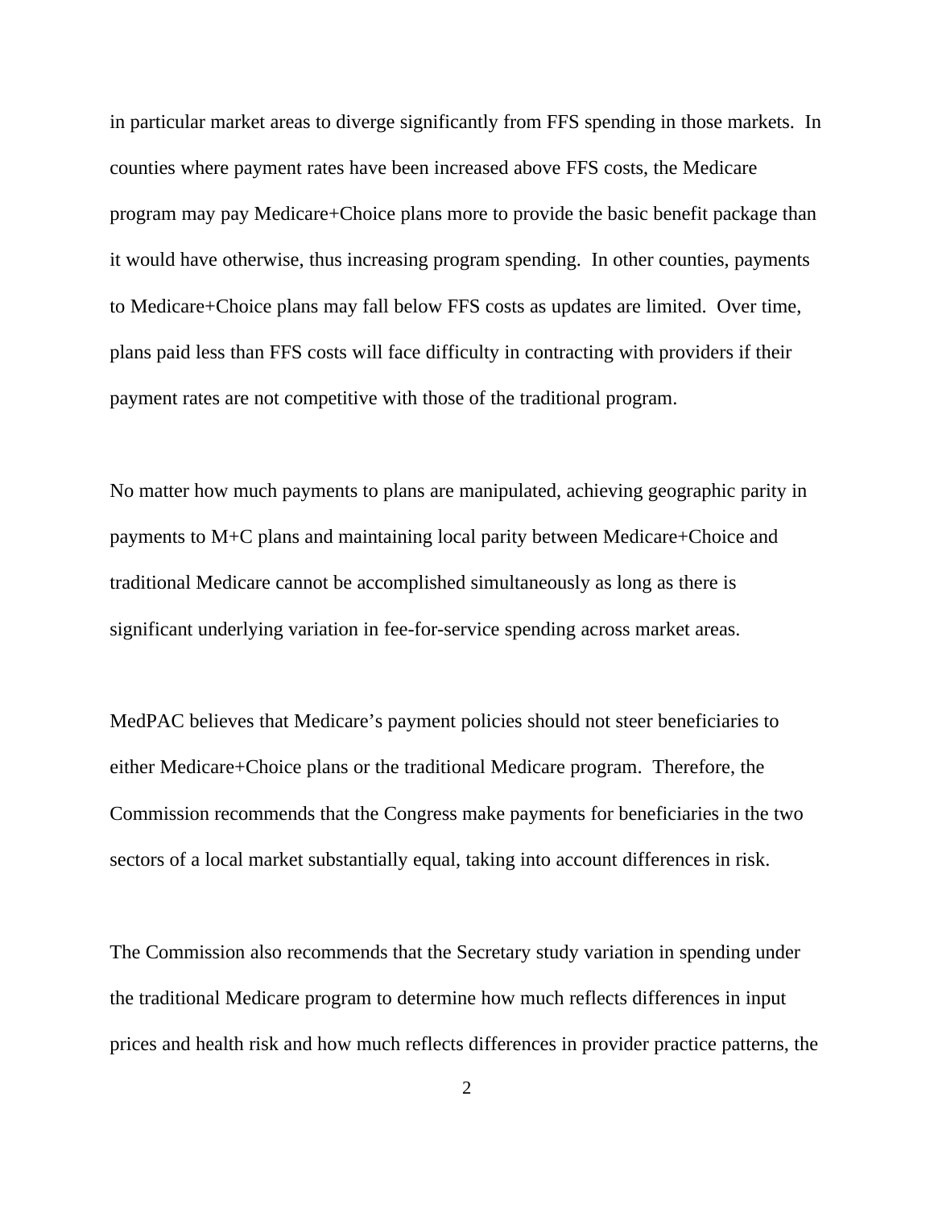in particular market areas to diverge significantly from FFS spending in those markets. In counties where payment rates have been increased above FFS costs, the Medicare program may pay Medicare+Choice plans more to provide the basic benefit package than it would have otherwise, thus increasing program spending. In other counties, payments to Medicare+Choice plans may fall below FFS costs as updates are limited. Over time, plans paid less than FFS costs will face difficulty in contracting with providers if their payment rates are not competitive with those of the traditional program.

No matter how much payments to plans are manipulated, achieving geographic parity in payments to M+C plans and maintaining local parity between Medicare+Choice and traditional Medicare cannot be accomplished simultaneously as long as there is significant underlying variation in fee-for-service spending across market areas.

MedPAC believes that Medicare's payment policies should not steer beneficiaries to either Medicare+Choice plans or the traditional Medicare program. Therefore, the Commission recommends that the Congress make payments for beneficiaries in the two sectors of a local market substantially equal, taking into account differences in risk.

The Commission also recommends that the Secretary study variation in spending under the traditional Medicare program to determine how much reflects differences in input prices and health risk and how much reflects differences in provider practice patterns, the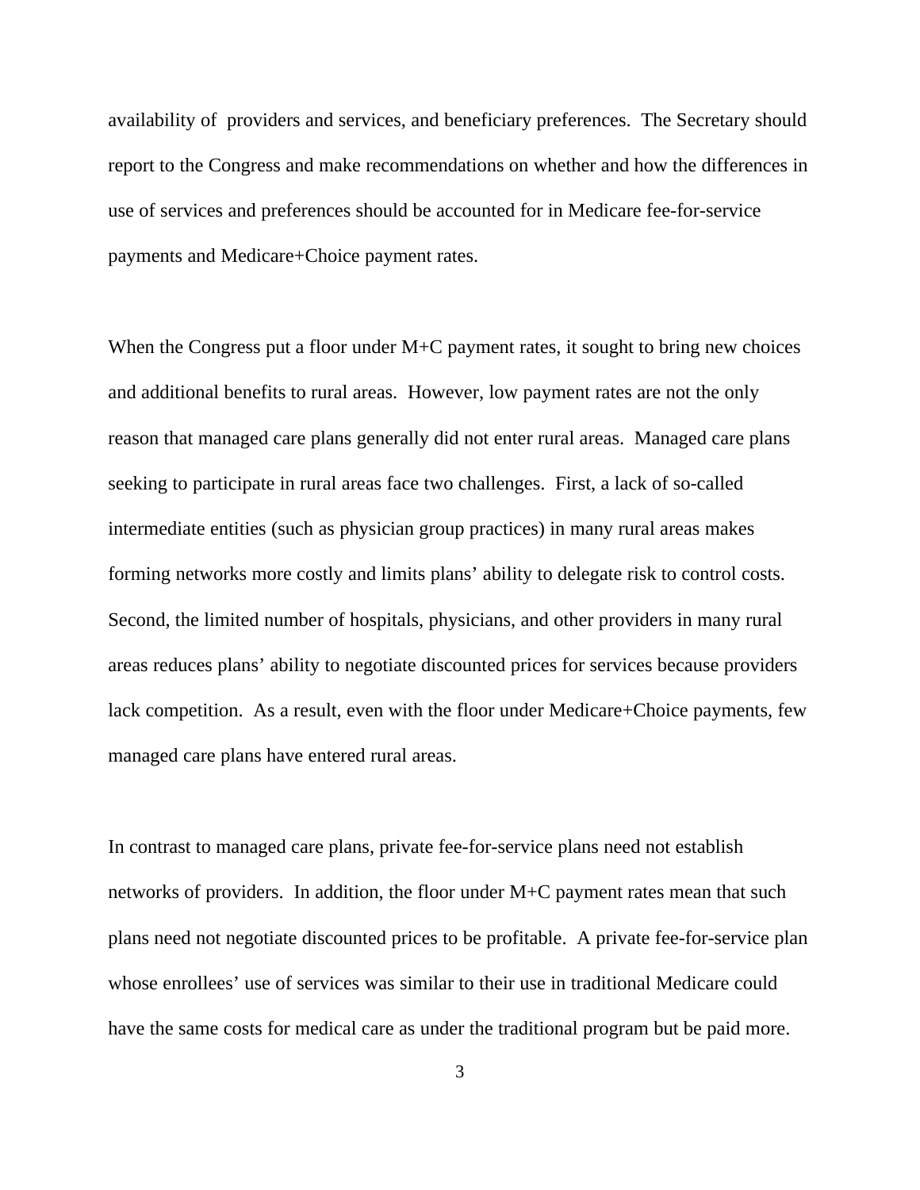availability of providers and services, and beneficiary preferences. The Secretary should report to the Congress and make recommendations on whether and how the differences in use of services and preferences should be accounted for in Medicare fee-for-service payments and Medicare+Choice payment rates.

When the Congress put a floor under M+C payment rates, it sought to bring new choices and additional benefits to rural areas. However, low payment rates are not the only reason that managed care plans generally did not enter rural areas. Managed care plans seeking to participate in rural areas face two challenges. First, a lack of so-called intermediate entities (such as physician group practices) in many rural areas makes forming networks more costly and limits plans' ability to delegate risk to control costs. Second, the limited number of hospitals, physicians, and other providers in many rural areas reduces plans' ability to negotiate discounted prices for services because providers lack competition. As a result, even with the floor under Medicare+Choice payments, few managed care plans have entered rural areas.

In contrast to managed care plans, private fee-for-service plans need not establish networks of providers. In addition, the floor under M+C payment rates mean that such plans need not negotiate discounted prices to be profitable. A private fee-for-service plan whose enrollees' use of services was similar to their use in traditional Medicare could have the same costs for medical care as under the traditional program but be paid more.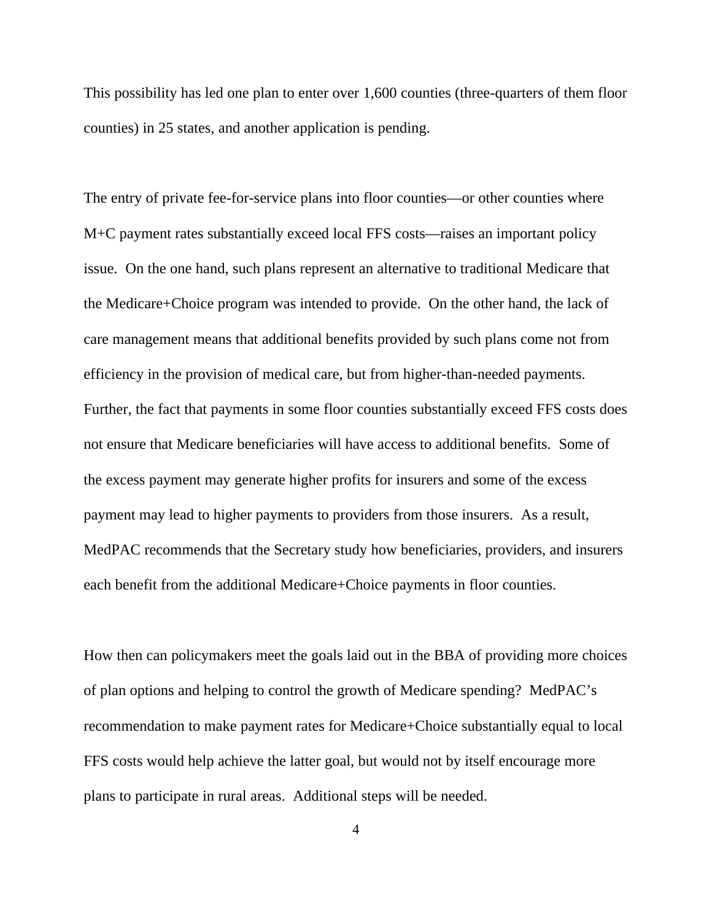This possibility has led one plan to enter over 1,600 counties (three-quarters of them floor counties) in 25 states, and another application is pending.

The entry of private fee-for-service plans into floor counties—or other counties where M+C payment rates substantially exceed local FFS costs—raises an important policy issue. On the one hand, such plans represent an alternative to traditional Medicare that the Medicare+Choice program was intended to provide. On the other hand, the lack of care management means that additional benefits provided by such plans come not from efficiency in the provision of medical care, but from higher-than-needed payments. Further, the fact that payments in some floor counties substantially exceed FFS costs does not ensure that Medicare beneficiaries will have access to additional benefits. Some of the excess payment may generate higher profits for insurers and some of the excess payment may lead to higher payments to providers from those insurers. As a result, MedPAC recommends that the Secretary study how beneficiaries, providers, and insurers each benefit from the additional Medicare+Choice payments in floor counties.

How then can policymakers meet the goals laid out in the BBA of providing more choices of plan options and helping to control the growth of Medicare spending? MedPAC's recommendation to make payment rates for Medicare+Choice substantially equal to local FFS costs would help achieve the latter goal, but would not by itself encourage more plans to participate in rural areas. Additional steps will be needed.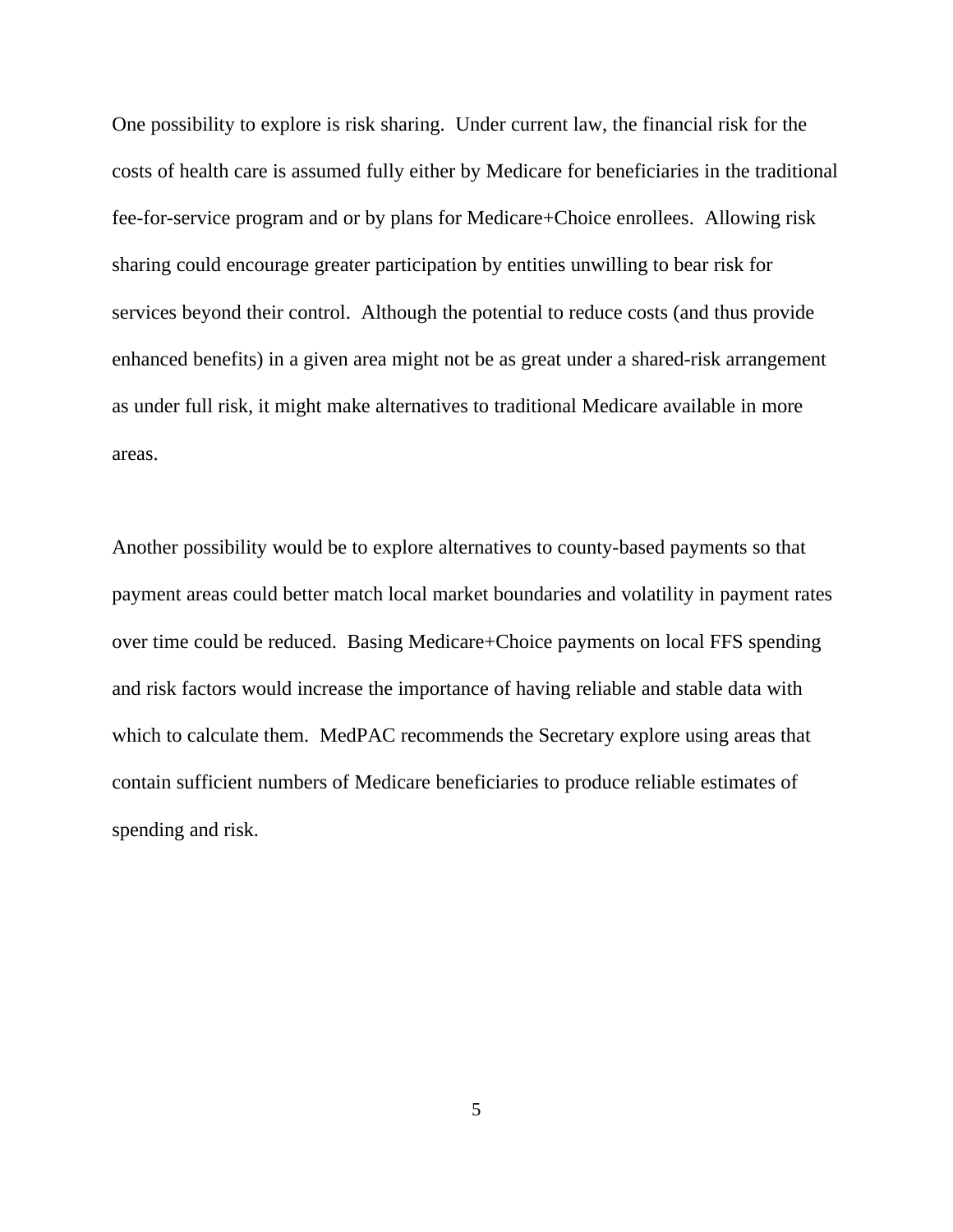One possibility to explore is risk sharing. Under current law, the financial risk for the costs of health care is assumed fully either by Medicare for beneficiaries in the traditional fee-for-service program and or by plans for Medicare+Choice enrollees. Allowing risk sharing could encourage greater participation by entities unwilling to bear risk for services beyond their control. Although the potential to reduce costs (and thus provide enhanced benefits) in a given area might not be as great under a shared-risk arrangement as under full risk, it might make alternatives to traditional Medicare available in more areas.

Another possibility would be to explore alternatives to county-based payments so that payment areas could better match local market boundaries and volatility in payment rates over time could be reduced. Basing Medicare+Choice payments on local FFS spending and risk factors would increase the importance of having reliable and stable data with which to calculate them. MedPAC recommends the Secretary explore using areas that contain sufficient numbers of Medicare beneficiaries to produce reliable estimates of spending and risk.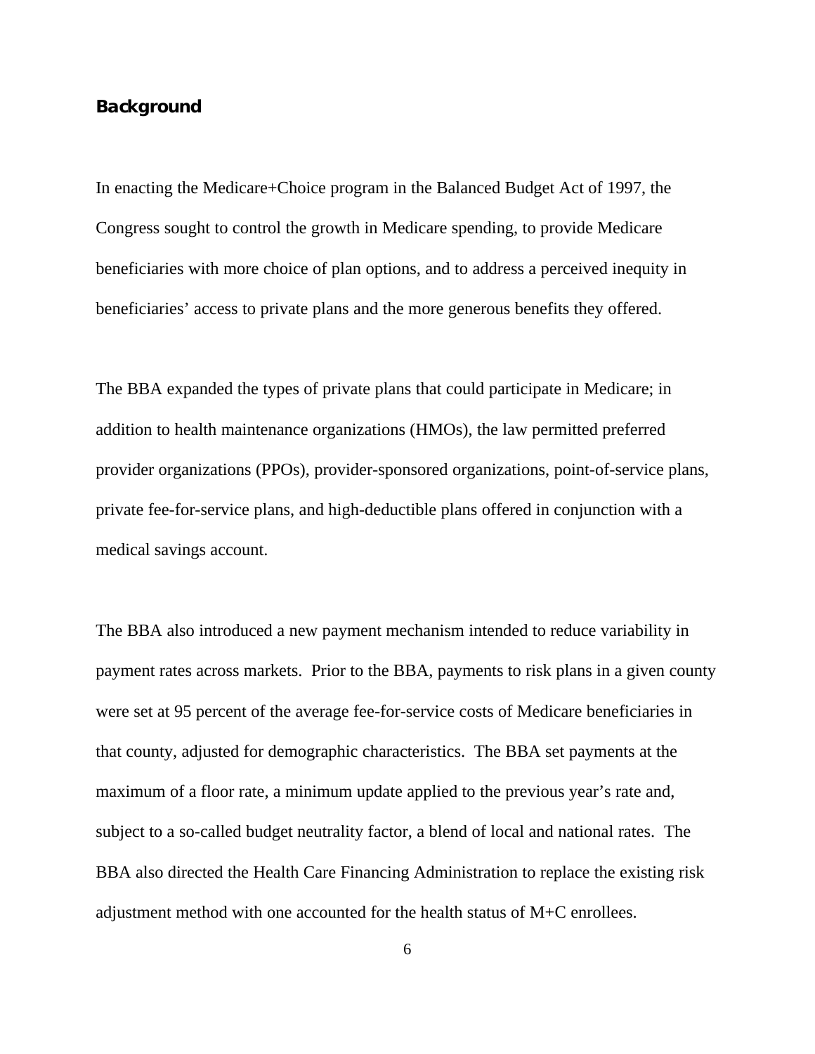## Background

In enacting the Medicare+Choice program in the Balanced Budget Act of 1997, the Congress sought to control the growth in Medicare spending, to provide Medicare beneficiaries with more choice of plan options, and to address a perceived inequity in beneficiaries' access to private plans and the more generous benefits they offered.

The BBA expanded the types of private plans that could participate in Medicare; in addition to health maintenance organizations (HMOs), the law permitted preferred provider organizations (PPOs), provider-sponsored organizations, point-of-service plans, private fee-for-service plans, and high-deductible plans offered in conjunction with a medical savings account.

The BBA also introduced a new payment mechanism intended to reduce variability in payment rates across markets. Prior to the BBA, payments to risk plans in a given county were set at 95 percent of the average fee-for-service costs of Medicare beneficiaries in that county, adjusted for demographic characteristics. The BBA set payments at the maximum of a floor rate, a minimum update applied to the previous year's rate and, subject to a so-called budget neutrality factor, a blend of local and national rates. The BBA also directed the Health Care Financing Administration to replace the existing risk adjustment method with one accounted for the health status of M+C enrollees.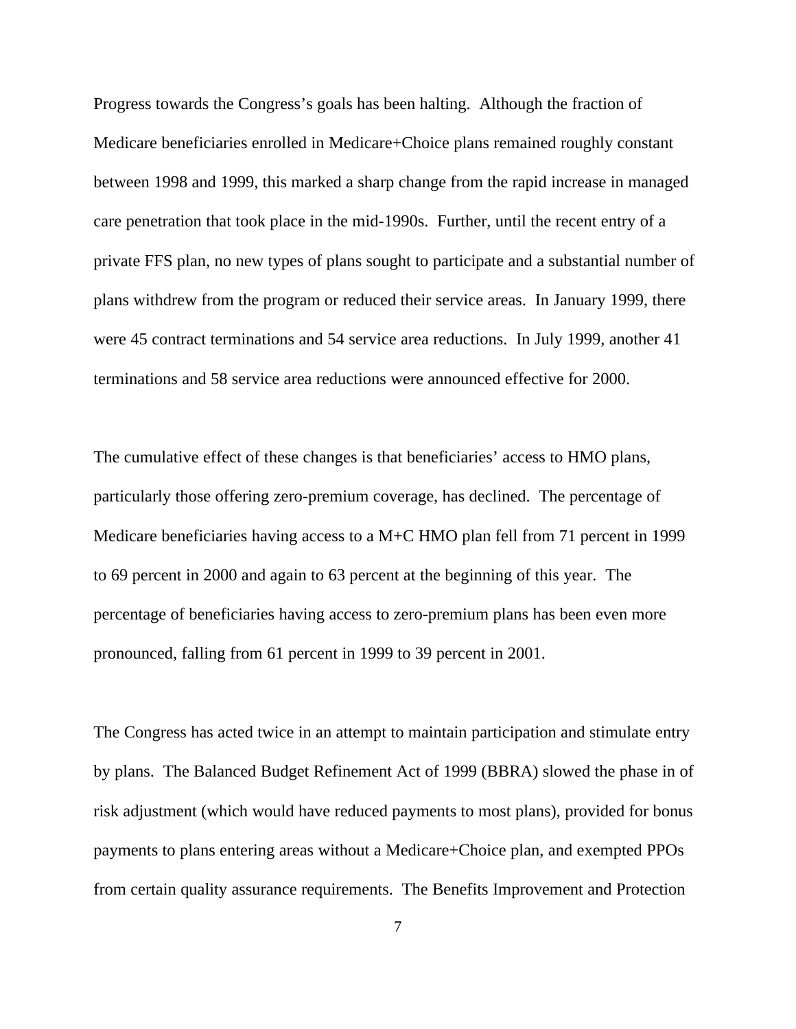Progress towards the Congress's goals has been halting. Although the fraction of Medicare beneficiaries enrolled in Medicare+Choice plans remained roughly constant between 1998 and 1999, this marked a sharp change from the rapid increase in managed care penetration that took place in the mid-1990s. Further, until the recent entry of a private FFS plan, no new types of plans sought to participate and a substantial number of plans withdrew from the program or reduced their service areas. In January 1999, there were 45 contract terminations and 54 service area reductions. In July 1999, another 41 terminations and 58 service area reductions were announced effective for 2000.

The cumulative effect of these changes is that beneficiaries' access to HMO plans, particularly those offering zero-premium coverage, has declined. The percentage of Medicare beneficiaries having access to a M+C HMO plan fell from 71 percent in 1999 to 69 percent in 2000 and again to 63 percent at the beginning of this year. The percentage of beneficiaries having access to zero-premium plans has been even more pronounced, falling from 61 percent in 1999 to 39 percent in 2001.

The Congress has acted twice in an attempt to maintain participation and stimulate entry by plans. The Balanced Budget Refinement Act of 1999 (BBRA) slowed the phase in of risk adjustment (which would have reduced payments to most plans), provided for bonus payments to plans entering areas without a Medicare+Choice plan, and exempted PPOs from certain quality assurance requirements. The Benefits Improvement and Protection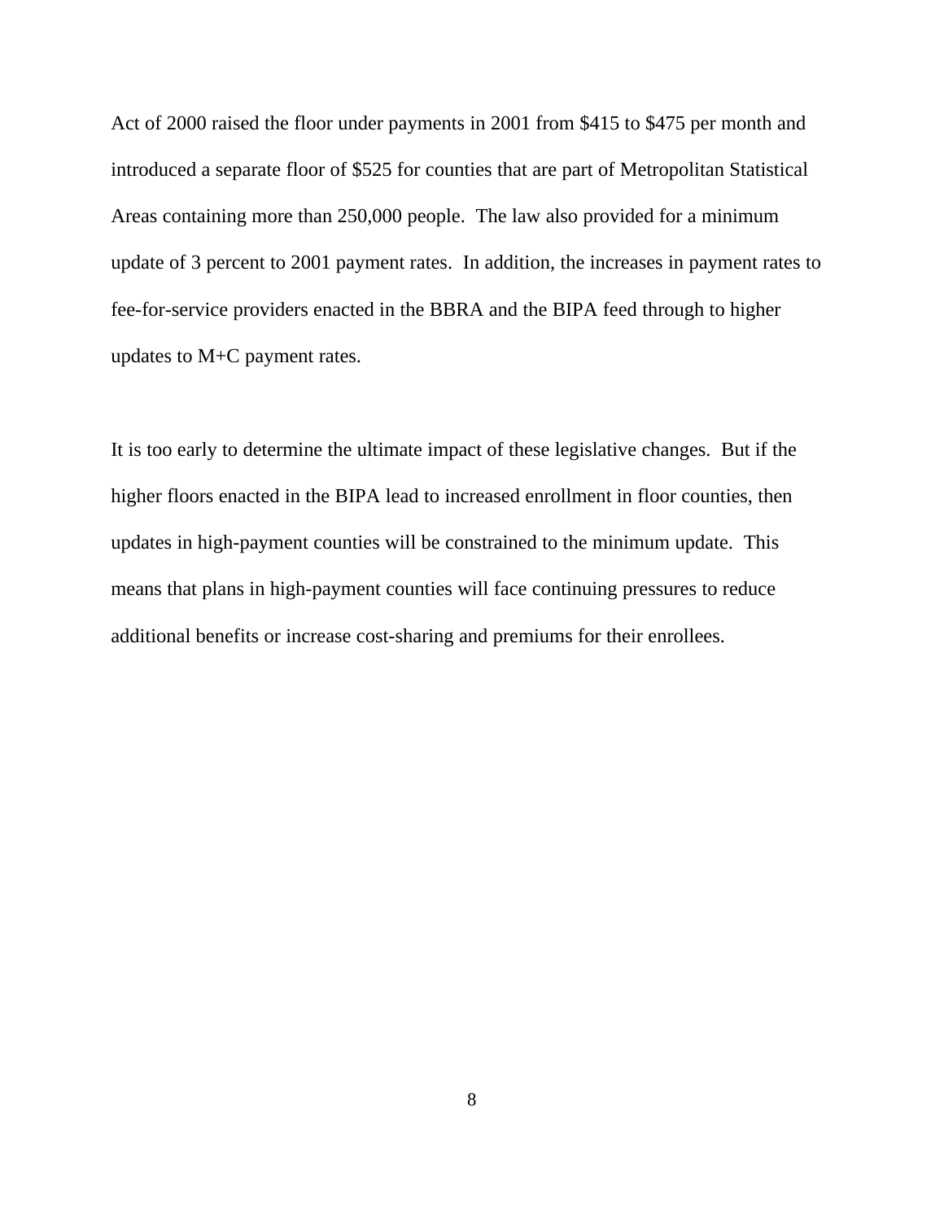Act of 2000 raised the floor under payments in 2001 from $415 to $475 per month and introduced a separate floor of $525 for counties that are part of Metropolitan Statistical Areas containing more than 250,000 people. The law also provided for a minimum update of 3 percent to 2001 payment rates. In addition, the increases in payment rates to fee-for-service providers enacted in the BBRA and the BIPA feed through to higher updates to M+C payment rates.

It is too early to determine the ultimate impact of these legislative changes. But if the higher floors enacted in the BIPA lead to increased enrollment in floor counties, then updates in high-payment counties will be constrained to the minimum update. This means that plans in high-payment counties will face continuing pressures to reduce additional benefits or increase cost-sharing and premiums for their enrollees.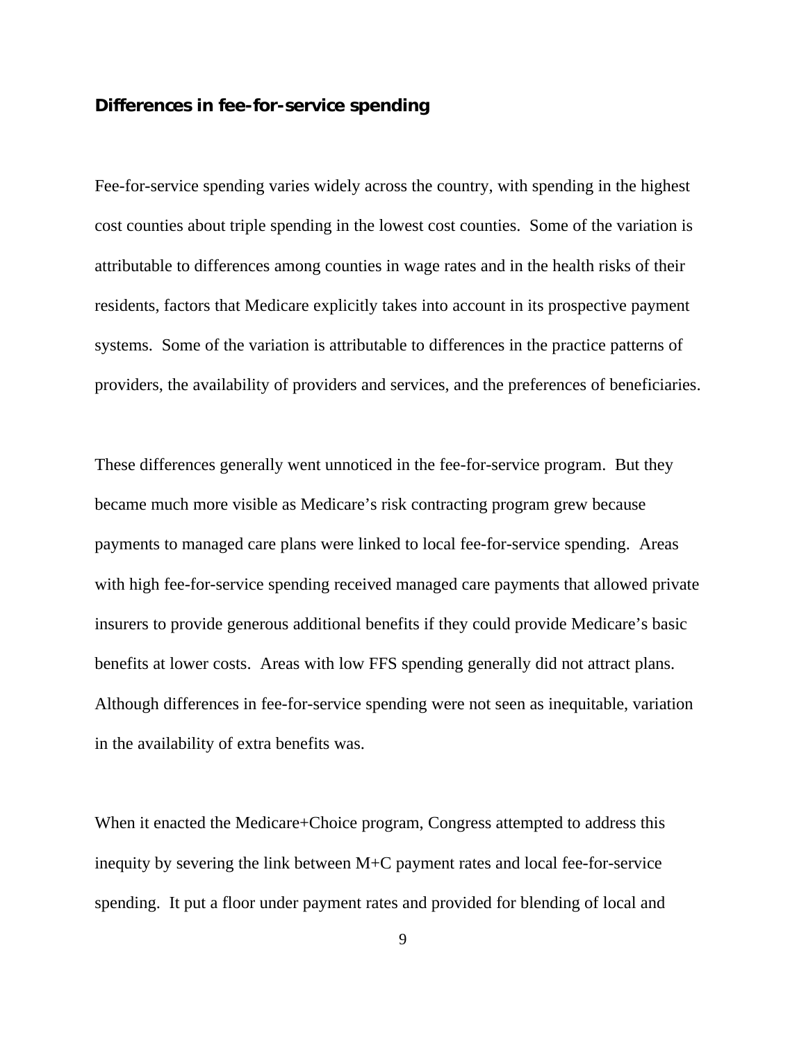### Differences in fee-for-service spending

Fee-for-service spending varies widely across the country, with spending in the highest cost counties about triple spending in the lowest cost counties. Some of the variation is attributable to differences among counties in wage rates and in the health risks of their residents, factors that Medicare explicitly takes into account in its prospective payment systems. Some of the variation is attributable to differences in the practice patterns of providers, the availability of providers and services, and the preferences of beneficiaries.

These differences generally went unnoticed in the fee-for-service program. But they became much more visible as Medicare's risk contracting program grew because payments to managed care plans were linked to local fee-for-service spending. Areas with high fee-for-service spending received managed care payments that allowed private insurers to provide generous additional benefits if they could provide Medicare's basic benefits at lower costs. Areas with low FFS spending generally did not attract plans. Although differences in fee-for-service spending were not seen as inequitable, variation in the availability of extra benefits was.

When it enacted the Medicare+Choice program, Congress attempted to address this inequity by severing the link between M+C payment rates and local fee-for-service spending. It put a floor under payment rates and provided for blending of local and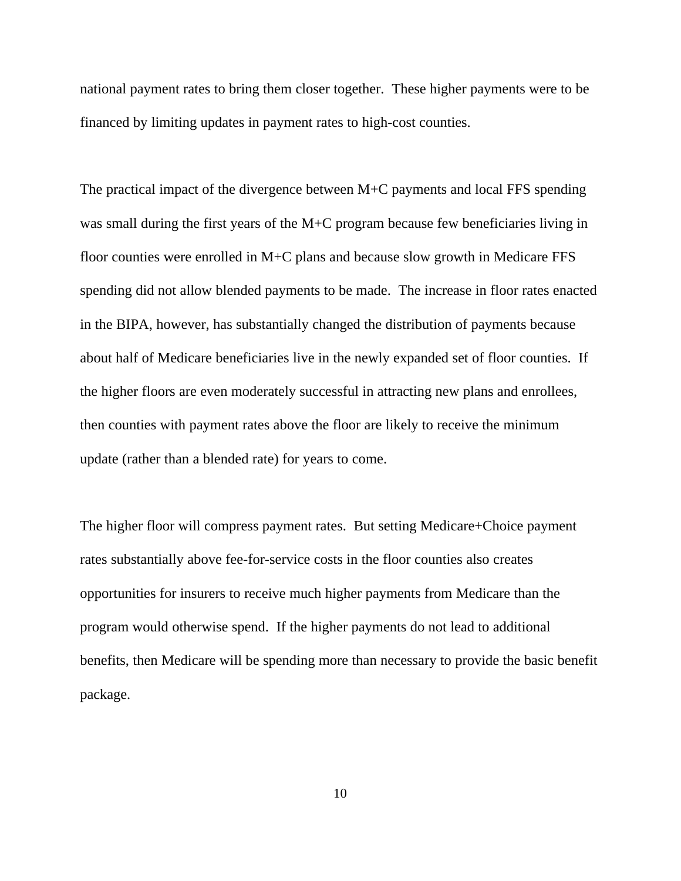national payment rates to bring them closer together. These higher payments were to be financed by limiting updates in payment rates to high-cost counties.

The practical impact of the divergence between M+C payments and local FFS spending was small during the first years of the M+C program because few beneficiaries living in floor counties were enrolled in M+C plans and because slow growth in Medicare FFS spending did not allow blended payments to be made. The increase in floor rates enacted in the BIPA, however, has substantially changed the distribution of payments because about half of Medicare beneficiaries live in the newly expanded set of floor counties. If the higher floors are even moderately successful in attracting new plans and enrollees, then counties with payment rates above the floor are likely to receive the minimum update (rather than a blended rate) for years to come.

The higher floor will compress payment rates. But setting Medicare+Choice payment rates substantially above fee-for-service costs in the floor counties also creates opportunities for insurers to receive much higher payments from Medicare than the program would otherwise spend. If the higher payments do not lead to additional benefits, then Medicare will be spending more than necessary to provide the basic benefit package.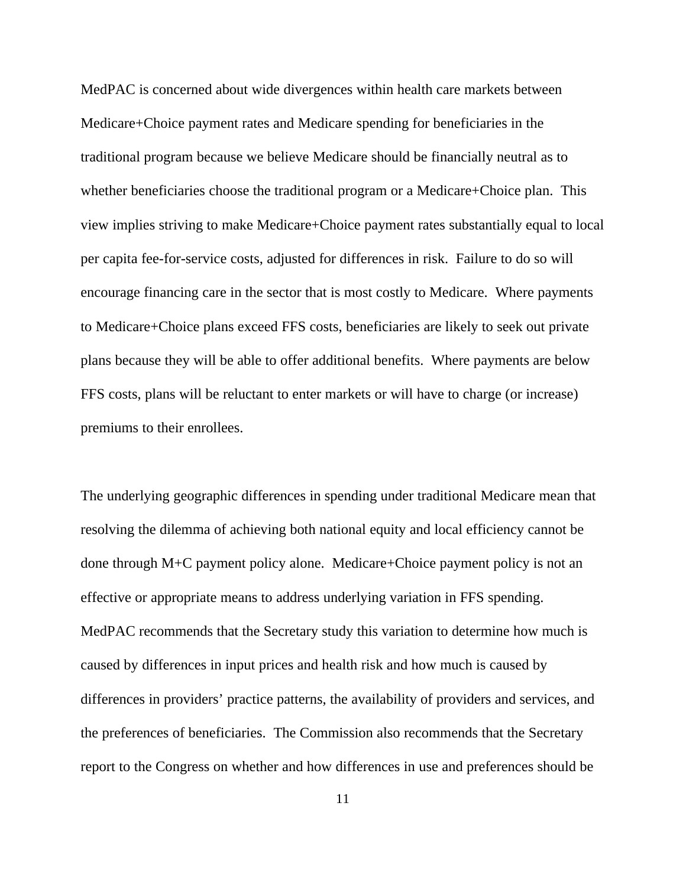MedPAC is concerned about wide divergences within health care markets between Medicare+Choice payment rates and Medicare spending for beneficiaries in the traditional program because we believe Medicare should be financially neutral as to whether beneficiaries choose the traditional program or a Medicare+Choice plan. This view implies striving to make Medicare+Choice payment rates substantially equal to local per capita fee-for-service costs, adjusted for differences in risk. Failure to do so will encourage financing care in the sector that is most costly to Medicare. Where payments to Medicare+Choice plans exceed FFS costs, beneficiaries are likely to seek out private plans because they will be able to offer additional benefits. Where payments are below FFS costs, plans will be reluctant to enter markets or will have to charge (or increase) premiums to their enrollees.

The underlying geographic differences in spending under traditional Medicare mean that resolving the dilemma of achieving both national equity and local efficiency cannot be done through M+C payment policy alone. Medicare+Choice payment policy is not an effective or appropriate means to address underlying variation in FFS spending. MedPAC recommends that the Secretary study this variation to determine how much is caused by differences in input prices and health risk and how much is caused by differences in providers' practice patterns, the availability of providers and services, and the preferences of beneficiaries. The Commission also recommends that the Secretary report to the Congress on whether and how differences in use and preferences should be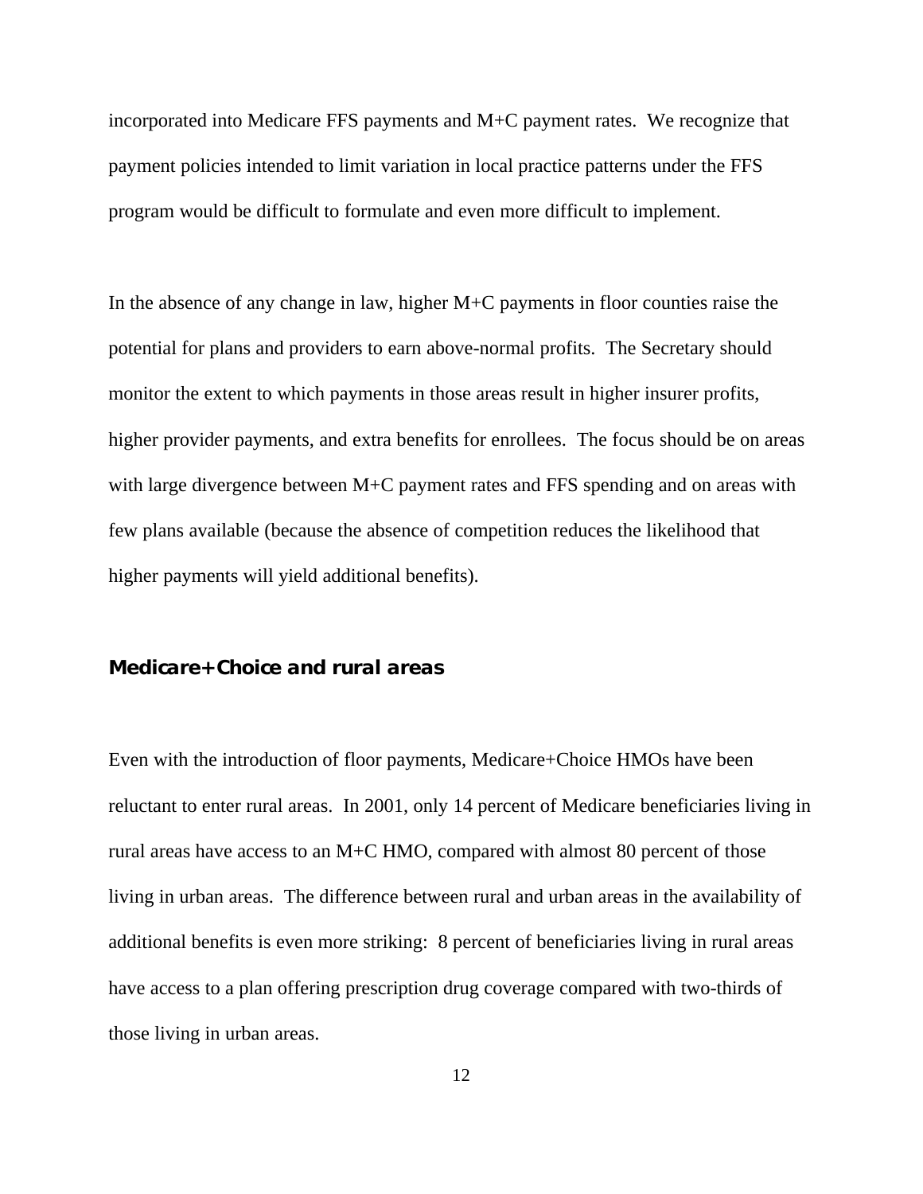incorporated into Medicare FFS payments and M+C payment rates. We recognize that payment policies intended to limit variation in local practice patterns under the FFS program would be difficult to formulate and even more difficult to implement.

In the absence of any change in law, higher M+C payments in floor counties raise the potential for plans and providers to earn above-normal profits. The Secretary should monitor the extent to which payments in those areas result in higher insurer profits, higher provider payments, and extra benefits for enrollees. The focus should be on areas with large divergence between M+C payment rates and FFS spending and on areas with few plans available (because the absence of competition reduces the likelihood that higher payments will yield additional benefits).

### Medicare+Choice and rural areas

Even with the introduction of floor payments, Medicare+Choice HMOs have been reluctant to enter rural areas. In 2001, only 14 percent of Medicare beneficiaries living in rural areas have access to an M+C HMO, compared with almost 80 percent of those living in urban areas. The difference between rural and urban areas in the availability of additional benefits is even more striking: 8 percent of beneficiaries living in rural areas have access to a plan offering prescription drug coverage compared with two-thirds of those living in urban areas.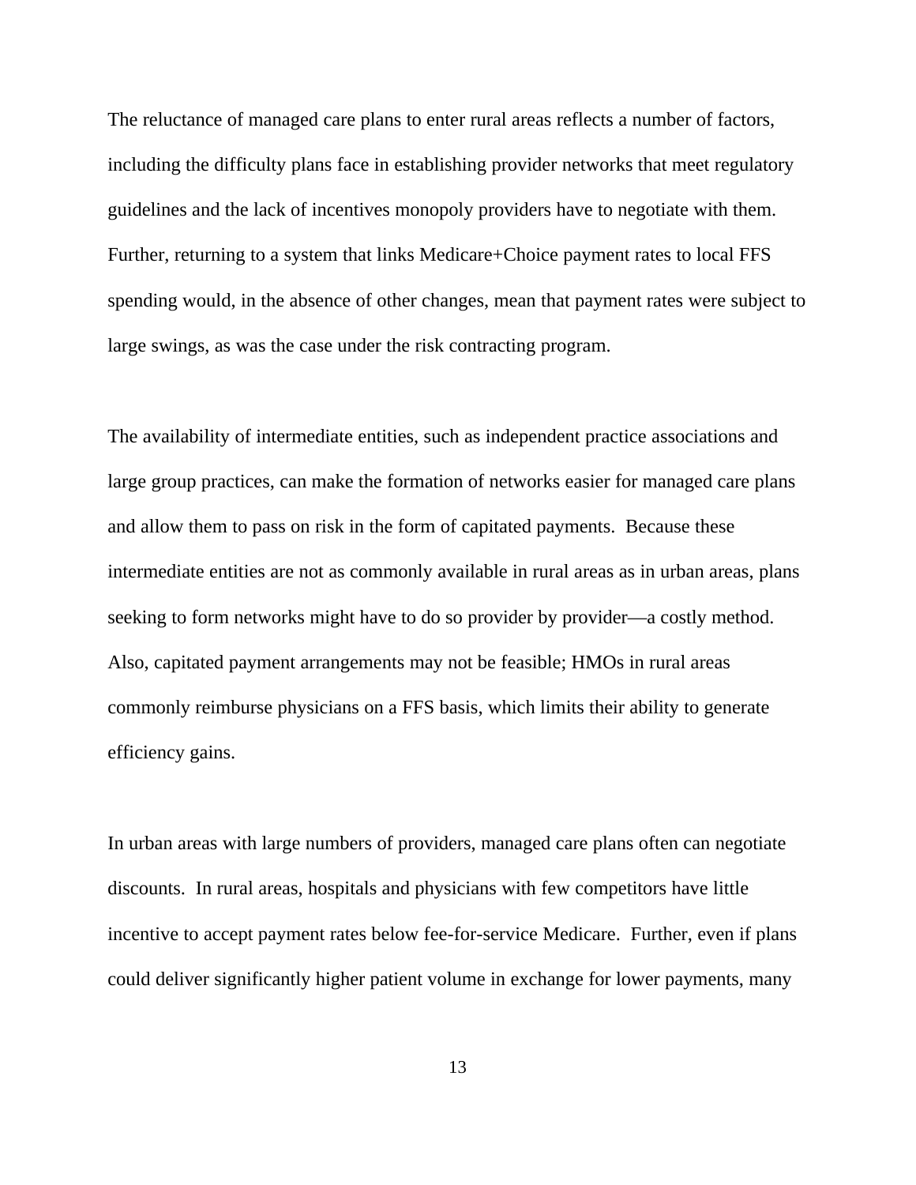The reluctance of managed care plans to enter rural areas reflects a number of factors, including the difficulty plans face in establishing provider networks that meet regulatory guidelines and the lack of incentives monopoly providers have to negotiate with them. Further, returning to a system that links Medicare+Choice payment rates to local FFS spending would, in the absence of other changes, mean that payment rates were subject to large swings, as was the case under the risk contracting program.

The availability of intermediate entities, such as independent practice associations and large group practices, can make the formation of networks easier for managed care plans and allow them to pass on risk in the form of capitated payments. Because these intermediate entities are not as commonly available in rural areas as in urban areas, plans seeking to form networks might have to do so provider by provider—a costly method. Also, capitated payment arrangements may not be feasible; HMOs in rural areas commonly reimburse physicians on a FFS basis, which limits their ability to generate efficiency gains.

In urban areas with large numbers of providers, managed care plans often can negotiate discounts. In rural areas, hospitals and physicians with few competitors have little incentive to accept payment rates below fee-for-service Medicare. Further, even if plans could deliver significantly higher patient volume in exchange for lower payments, many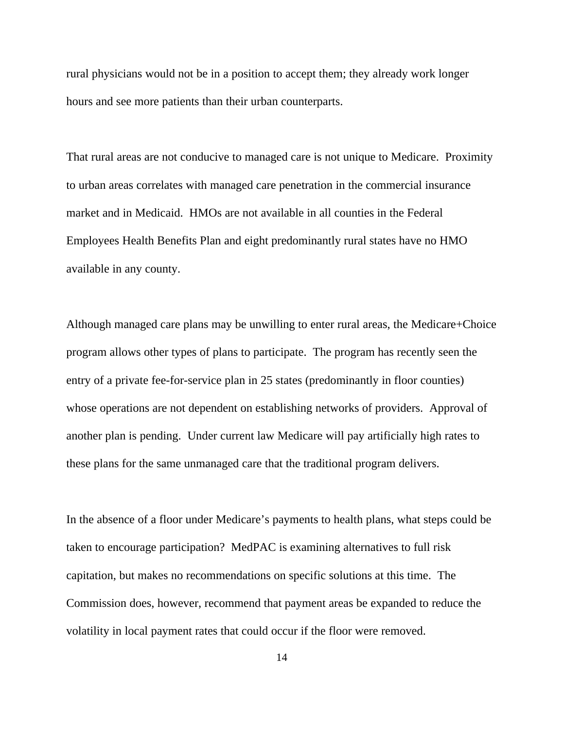rural physicians would not be in a position to accept them; they already work longer hours and see more patients than their urban counterparts.

That rural areas are not conducive to managed care is not unique to Medicare. Proximity to urban areas correlates with managed care penetration in the commercial insurance market and in Medicaid. HMOs are not available in all counties in the Federal Employees Health Benefits Plan and eight predominantly rural states have no HMO available in any county.

Although managed care plans may be unwilling to enter rural areas, the Medicare+Choice program allows other types of plans to participate. The program has recently seen the entry of a private fee-for-service plan in 25 states (predominantly in floor counties) whose operations are not dependent on establishing networks of providers. Approval of another plan is pending. Under current law Medicare will pay artificially high rates to these plans for the same unmanaged care that the traditional program delivers.

In the absence of a floor under Medicare's payments to health plans, what steps could be taken to encourage participation? MedPAC is examining alternatives to full risk capitation, but makes no recommendations on specific solutions at this time. The Commission does, however, recommend that payment areas be expanded to reduce the volatility in local payment rates that could occur if the floor were removed.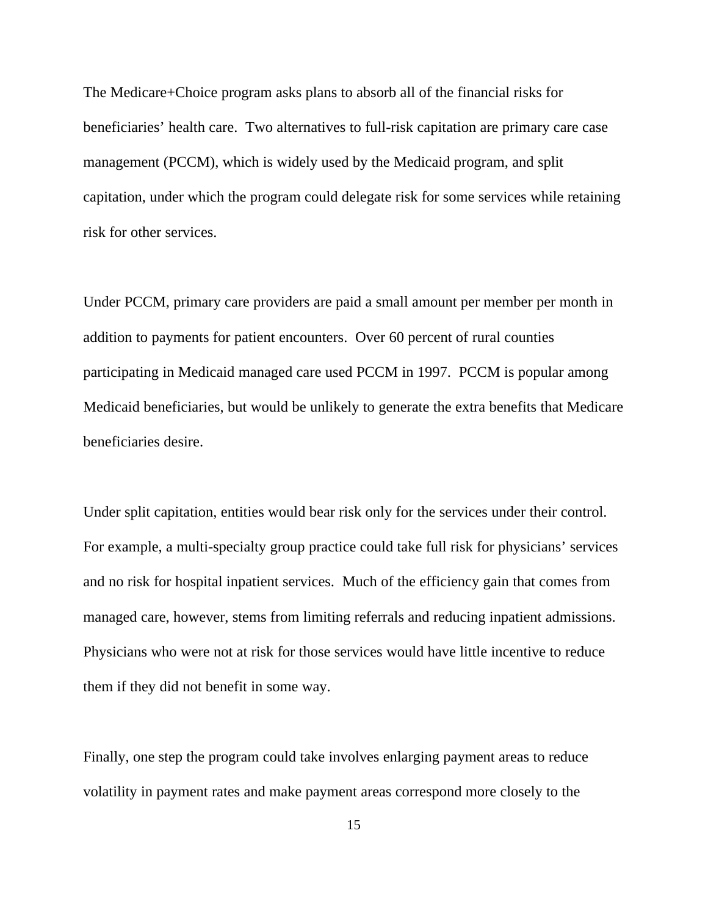The Medicare+Choice program asks plans to absorb all of the financial risks for beneficiaries' health care. Two alternatives to full-risk capitation are primary care case management (PCCM), which is widely used by the Medicaid program, and split capitation, under which the program could delegate risk for some services while retaining risk for other services.

Under PCCM, primary care providers are paid a small amount per member per month in addition to payments for patient encounters. Over 60 percent of rural counties participating in Medicaid managed care used PCCM in 1997. PCCM is popular among Medicaid beneficiaries, but would be unlikely to generate the extra benefits that Medicare beneficiaries desire.

Under split capitation, entities would bear risk only for the services under their control. For example, a multi-specialty group practice could take full risk for physicians' services and no risk for hospital inpatient services. Much of the efficiency gain that comes from managed care, however, stems from limiting referrals and reducing inpatient admissions. Physicians who were not at risk for those services would have little incentive to reduce them if they did not benefit in some way.

Finally, one step the program could take involves enlarging payment areas to reduce volatility in payment rates and make payment areas correspond more closely to the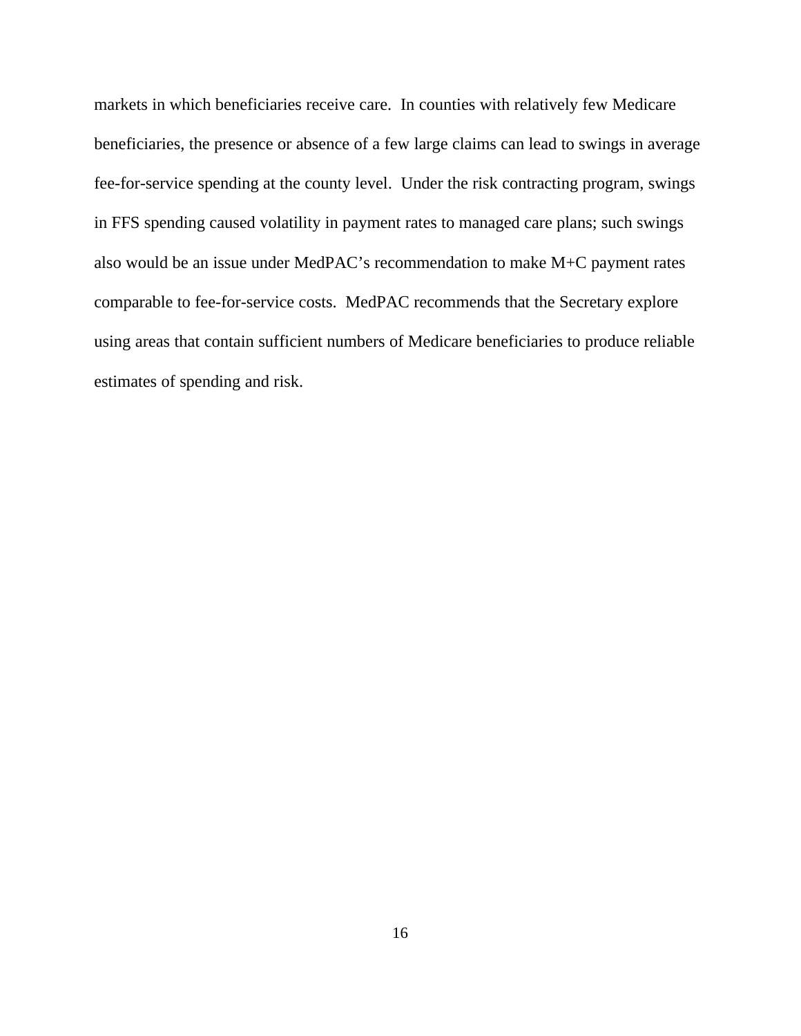markets in which beneficiaries receive care. In counties with relatively few Medicare beneficiaries, the presence or absence of a few large claims can lead to swings in average fee-for-service spending at the county level. Under the risk contracting program, swings in FFS spending caused volatility in payment rates to managed care plans; such swings also would be an issue under MedPAC's recommendation to make M+C payment rates comparable to fee-for-service costs. MedPAC recommends that the Secretary explore using areas that contain sufficient numbers of Medicare beneficiaries to produce reliable estimates of spending and risk.